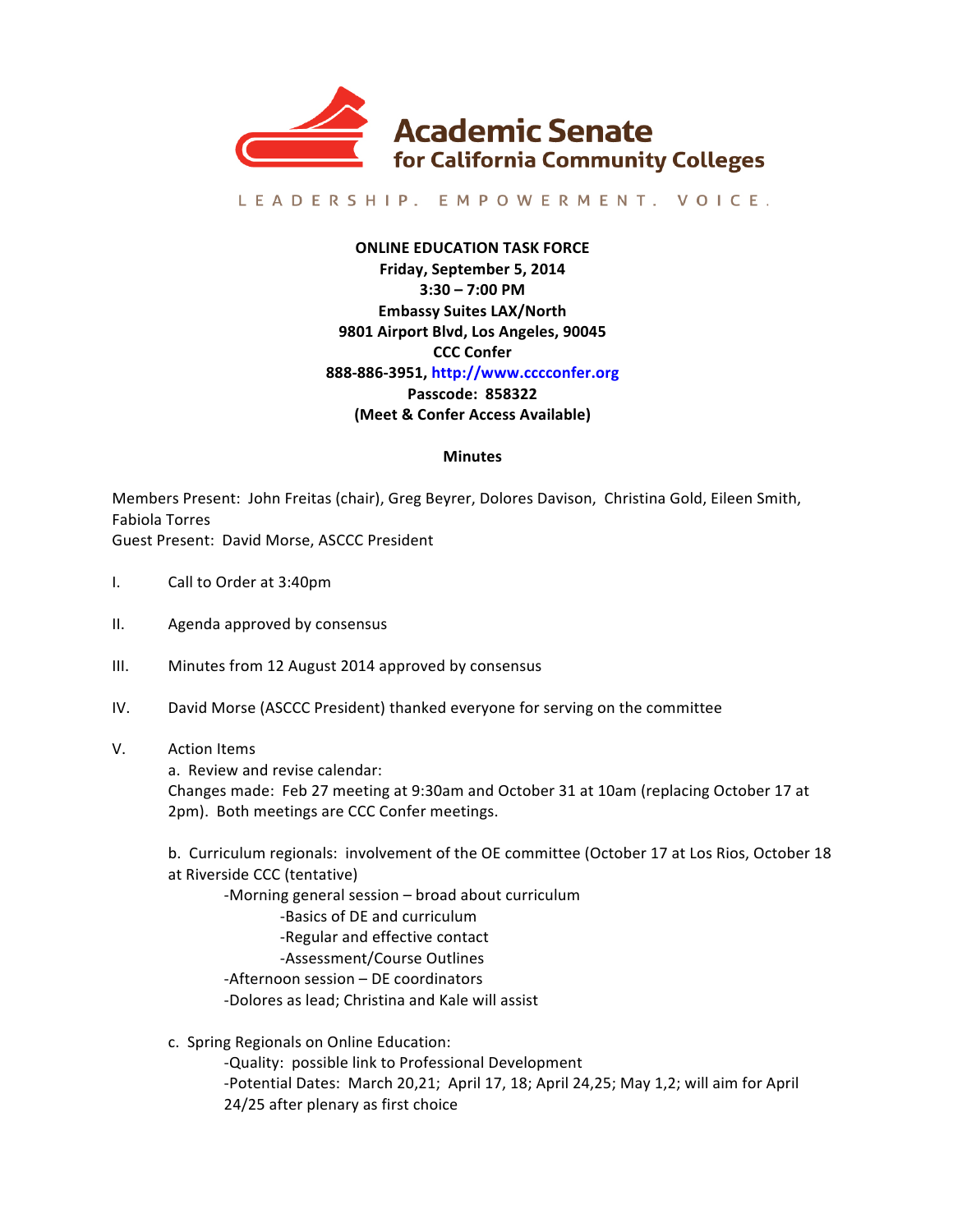Academic Senate for California Community Colleges

LEADERSHIP. EMPOWERMENT. VOICE.

**ONLINE EDUCATION TASK FORCE**
**Friday, September 5, 2014**
**3:30 – 7:00 PM**
**Embassy Suites LAX/North**
**9801 Airport Blvd, Los Angeles, 90045**
**CCC Confer**
**888-886-3951, http://www.cccconfer.org**
**Passcode: 858322**
**(Meet & Confer Access Available)**

**Minutes**

Members Present: John Freitas (chair), Greg Beyrer, Dolores Davison, Christina Gold, Eileen Smith, Fabiola Torres
Guest Present: David Morse, ASCCC President

I. Call to Order at 3:40pm

II. Agenda approved by consensus

III. Minutes from 12 August 2014 approved by consensus

IV. David Morse (ASCCC President) thanked everyone for serving on the committee

V. Action Items

a. Review and revise calendar:
Changes made: Feb 27 meeting at 9:30am and October 31 at 10am (replacing October 17 at 2pm). Both meetings are CCC Confer meetings.

b. Curriculum regionals: involvement of the OE committee (October 17 at Los Rios, October 18 at Riverside CCC (tentative)
- -Morning general session – broad about curriculum
  - -Basics of DE and curriculum
  - -Regular and effective contact
  - -Assessment/Course Outlines
- -Afternoon session – DE coordinators
- -Dolores as lead; Christina and Kale will assist

c. Spring Regionals on Online Education:
- -Quality: possible link to Professional Development
- -Potential Dates: March 20,21; April 17, 18; April 24,25; May 1,2; will aim for April 24/25 after plenary as first choice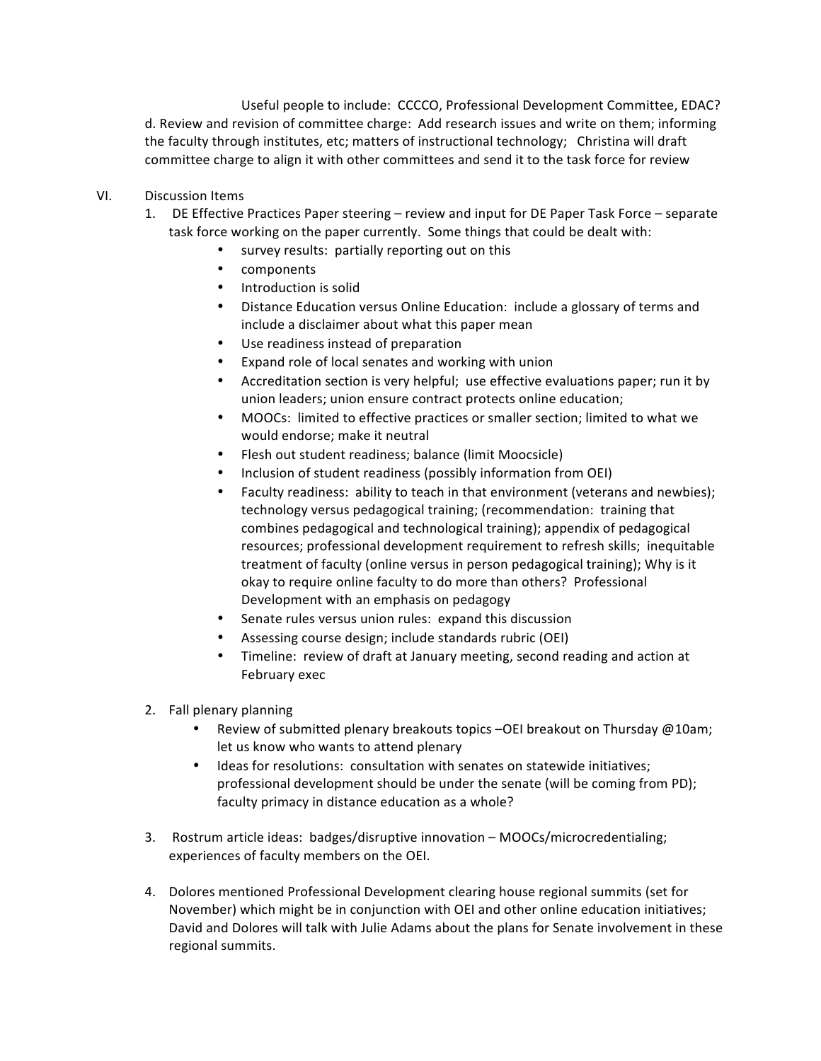Useful people to include: CCCCO, Professional Development Committee, EDAC?

d. Review and revision of committee charge: Add research issues and write on them; informing the faculty through institutes, etc; matters of instructional technology; Christina will draft committee charge to align it with other committees and send it to the task force for review

VI. Discussion Items

1. DE Effective Practices Paper steering – review and input for DE Paper Task Force – separate task force working on the paper currently. Some things that could be dealt with:
   - survey results: partially reporting out on this
   - components
   - Introduction is solid
   - Distance Education versus Online Education: include a glossary of terms and include a disclaimer about what this paper mean
   - Use readiness instead of preparation
   - Expand role of local senates and working with union
   - Accreditation section is very helpful; use effective evaluations paper; run it by union leaders; union ensure contract protects online education;
   - MOOCs: limited to effective practices or smaller section; limited to what we would endorse; make it neutral
   - Flesh out student readiness; balance (limit Moocsicle)
   - Inclusion of student readiness (possibly information from OEI)
   - Faculty readiness: ability to teach in that environment (veterans and newbies); technology versus pedagogical training; (recommendation: training that combines pedagogical and technological training); appendix of pedagogical resources; professional development requirement to refresh skills; inequitable treatment of faculty (online versus in person pedagogical training); Why is it okay to require online faculty to do more than others? Professional Development with an emphasis on pedagogy
   - Senate rules versus union rules: expand this discussion
   - Assessing course design; include standards rubric (OEI)
   - Timeline: review of draft at January meeting, second reading and action at February exec

2. Fall plenary planning
   - Review of submitted plenary breakouts topics –OEI breakout on Thursday @10am; let us know who wants to attend plenary
   - Ideas for resolutions: consultation with senates on statewide initiatives; professional development should be under the senate (will be coming from PD); faculty primacy in distance education as a whole?

3. Rostrum article ideas: badges/disruptive innovation – MOOCs/microcredentialing; experiences of faculty members on the OEI.

4. Dolores mentioned Professional Development clearing house regional summits (set for November) which might be in conjunction with OEI and other online education initiatives; David and Dolores will talk with Julie Adams about the plans for Senate involvement in these regional summits.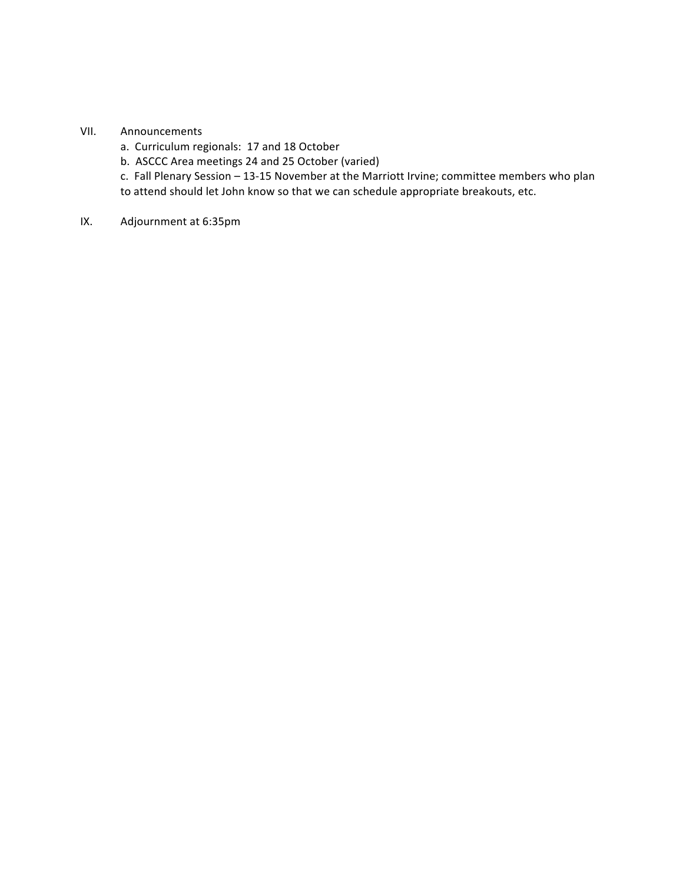VII. Announcements
  a. Curriculum regionals: 17 and 18 October
  b. ASCCC Area meetings 24 and 25 October (varied)
  c. Fall Plenary Session – 13-15 November at the Marriott Irvine; committee members who plan to attend should let John know so that we can schedule appropriate breakouts, etc.

IX. Adjournment at 6:35pm